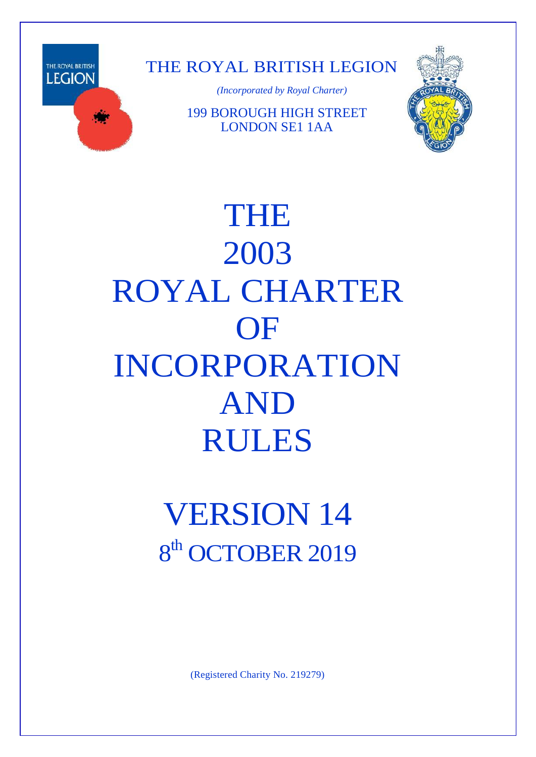THE ROYAL BRITISH LEGION

*(Incorporated by Royal Charter)*

199 BOROUGH HIGH STREET
LONDON SE1 1AA

# THE 2003 ROYAL CHARTER OF INCORPORATION AND RULES

## VERSION 14
## 8th OCTOBER 2019

(Registered Charity No. 219279)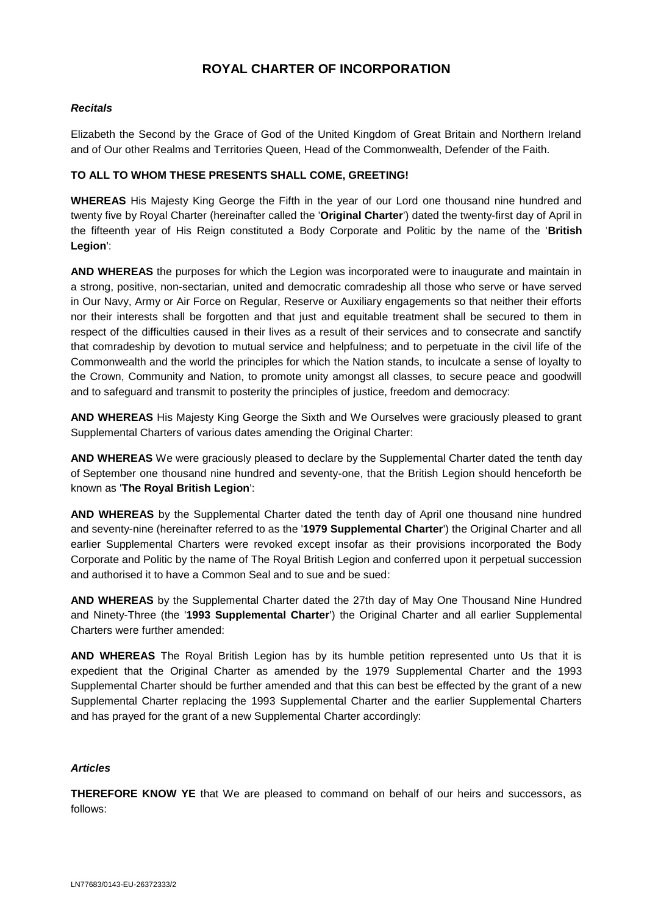# ROYAL CHARTER OF INCORPORATION

***Recitals***

Elizabeth the Second by the Grace of God of the United Kingdom of Great Britain and Northern Ireland and of Our other Realms and Territories Queen, Head of the Commonwealth, Defender of the Faith.

**TO ALL TO WHOM THESE PRESENTS SHALL COME, GREETING!**

**WHEREAS** His Majesty King George the Fifth in the year of our Lord one thousand nine hundred and twenty five by Royal Charter (hereinafter called the '**Original Charter**') dated the twenty-first day of April in the fifteenth year of His Reign constituted a Body Corporate and Politic by the name of the '**British Legion**':

**AND WHEREAS** the purposes for which the Legion was incorporated were to inaugurate and maintain in a strong, positive, non-sectarian, united and democratic comradeship all those who serve or have served in Our Navy, Army or Air Force on Regular, Reserve or Auxiliary engagements so that neither their efforts nor their interests shall be forgotten and that just and equitable treatment shall be secured to them in respect of the difficulties caused in their lives as a result of their services and to consecrate and sanctify that comradeship by devotion to mutual service and helpfulness; and to perpetuate in the civil life of the Commonwealth and the world the principles for which the Nation stands, to inculcate a sense of loyalty to the Crown, Community and Nation, to promote unity amongst all classes, to secure peace and goodwill and to safeguard and transmit to posterity the principles of justice, freedom and democracy:

**AND WHEREAS** His Majesty King George the Sixth and We Ourselves were graciously pleased to grant Supplemental Charters of various dates amending the Original Charter:

**AND WHEREAS** We were graciously pleased to declare by the Supplemental Charter dated the tenth day of September one thousand nine hundred and seventy-one, that the British Legion should henceforth be known as '**The Royal British Legion**':

**AND WHEREAS** by the Supplemental Charter dated the tenth day of April one thousand nine hundred and seventy-nine (hereinafter referred to as the '**1979 Supplemental Charter**') the Original Charter and all earlier Supplemental Charters were revoked except insofar as their provisions incorporated the Body Corporate and Politic by the name of The Royal British Legion and conferred upon it perpetual succession and authorised it to have a Common Seal and to sue and be sued:

**AND WHEREAS** by the Supplemental Charter dated the 27th day of May One Thousand Nine Hundred and Ninety-Three (the '**1993 Supplemental Charter**') the Original Charter and all earlier Supplemental Charters were further amended:

**AND WHEREAS** The Royal British Legion has by its humble petition represented unto Us that it is expedient that the Original Charter as amended by the 1979 Supplemental Charter and the 1993 Supplemental Charter should be further amended and that this can best be effected by the grant of a new Supplemental Charter replacing the 1993 Supplemental Charter and the earlier Supplemental Charters and has prayed for the grant of a new Supplemental Charter accordingly:

***Articles***

**THEREFORE KNOW YE** that We are pleased to command on behalf of our heirs and successors, as follows: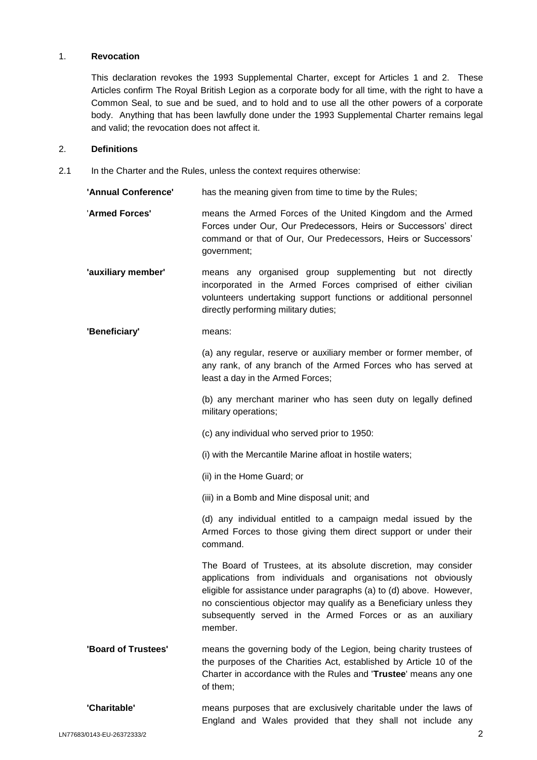## 1. Revocation

This declaration revokes the 1993 Supplemental Charter, except for Articles 1 and 2. These Articles confirm The Royal British Legion as a corporate body for all time, with the right to have a Common Seal, to sue and be sued, and to hold and to use all the other powers of a corporate body. Anything that has been lawfully done under the 1993 Supplemental Charter remains legal and valid; the revocation does not affect it.

## 2. Definitions

2.1 In the Charter and the Rules, unless the context requires otherwise:

**'Annual Conference'** has the meaning given from time to time by the Rules;

'**Armed Forces'** means the Armed Forces of the United Kingdom and the Armed Forces under Our, Our Predecessors, Heirs or Successors' direct command or that of Our, Our Predecessors, Heirs or Successors' government;

**'auxiliary member'** means any organised group supplementing but not directly incorporated in the Armed Forces comprised of either civilian volunteers undertaking support functions or additional personnel directly performing military duties;

**'Beneficiary'** means:

(a) any regular, reserve or auxiliary member or former member, of any rank, of any branch of the Armed Forces who has served at least a day in the Armed Forces;

(b) any merchant mariner who has seen duty on legally defined military operations;

(c) any individual who served prior to 1950:

(i) with the Mercantile Marine afloat in hostile waters;

(ii) in the Home Guard; or

(iii) in a Bomb and Mine disposal unit; and

(d) any individual entitled to a campaign medal issued by the Armed Forces to those giving them direct support or under their command.

The Board of Trustees, at its absolute discretion, may consider applications from individuals and organisations not obviously eligible for assistance under paragraphs (a) to (d) above. However, no conscientious objector may qualify as a Beneficiary unless they subsequently served in the Armed Forces or as an auxiliary member.

**'Board of Trustees'** means the governing body of the Legion, being charity trustees of the purposes of the Charities Act, established by Article 10 of the Charter in accordance with the Rules and '**Trustee**' means any one of them;

**'Charitable'** means purposes that are exclusively charitable under the laws of England and Wales provided that they shall not include any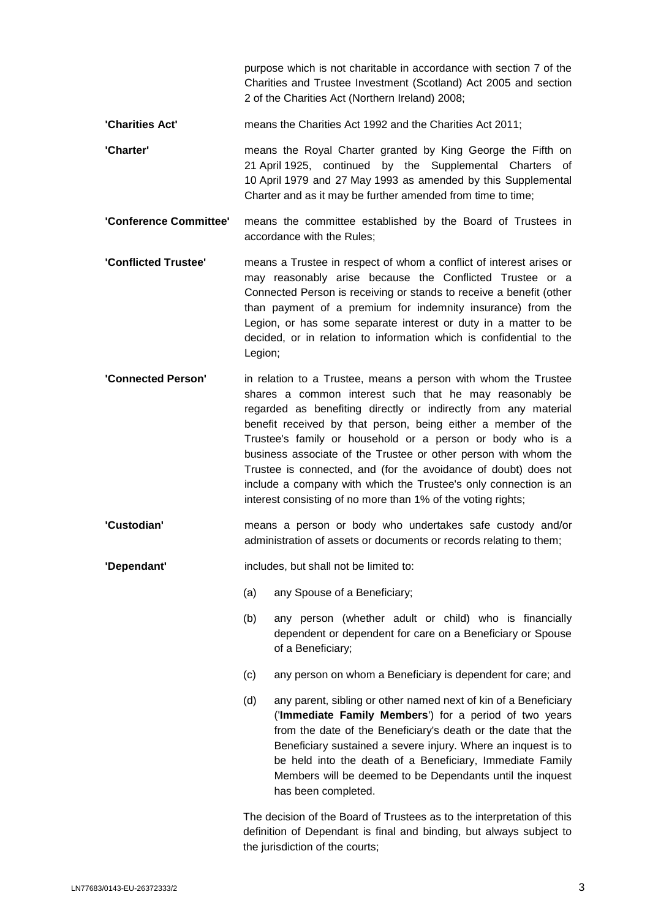purpose which is not charitable in accordance with section 7 of the Charities and Trustee Investment (Scotland) Act 2005 and section 2 of the Charities Act (Northern Ireland) 2008;

**'Charities Act'** means the Charities Act 1992 and the Charities Act 2011;

**'Charter'** means the Royal Charter granted by King George the Fifth on 21 April 1925, continued by the Supplemental Charters of 10 April 1979 and 27 May 1993 as amended by this Supplemental Charter and as it may be further amended from time to time;

**'Conference Committee'** means the committee established by the Board of Trustees in accordance with the Rules;

**'Conflicted Trustee'** means a Trustee in respect of whom a conflict of interest arises or may reasonably arise because the Conflicted Trustee or a Connected Person is receiving or stands to receive a benefit (other than payment of a premium for indemnity insurance) from the Legion, or has some separate interest or duty in a matter to be decided, or in relation to information which is confidential to the Legion;

**'Connected Person'** in relation to a Trustee, means a person with whom the Trustee shares a common interest such that he may reasonably be regarded as benefiting directly or indirectly from any material benefit received by that person, being either a member of the Trustee's family or household or a person or body who is a business associate of the Trustee or other person with whom the Trustee is connected, and (for the avoidance of doubt) does not include a company with which the Trustee's only connection is an interest consisting of no more than 1% of the voting rights;

**'Custodian'** means a person or body who undertakes safe custody and/or administration of assets or documents or records relating to them;

**'Dependant'** includes, but shall not be limited to:

(a) any Spouse of a Beneficiary;

(b) any person (whether adult or child) who is financially dependent or dependent for care on a Beneficiary or Spouse of a Beneficiary;

(c) any person on whom a Beneficiary is dependent for care; and

(d) any parent, sibling or other named next of kin of a Beneficiary ('**Immediate Family Members**') for a period of two years from the date of the Beneficiary's death or the date that the Beneficiary sustained a severe injury. Where an inquest is to be held into the death of a Beneficiary, Immediate Family Members will be deemed to be Dependants until the inquest has been completed.

The decision of the Board of Trustees as to the interpretation of this definition of Dependant is final and binding, but always subject to the jurisdiction of the courts;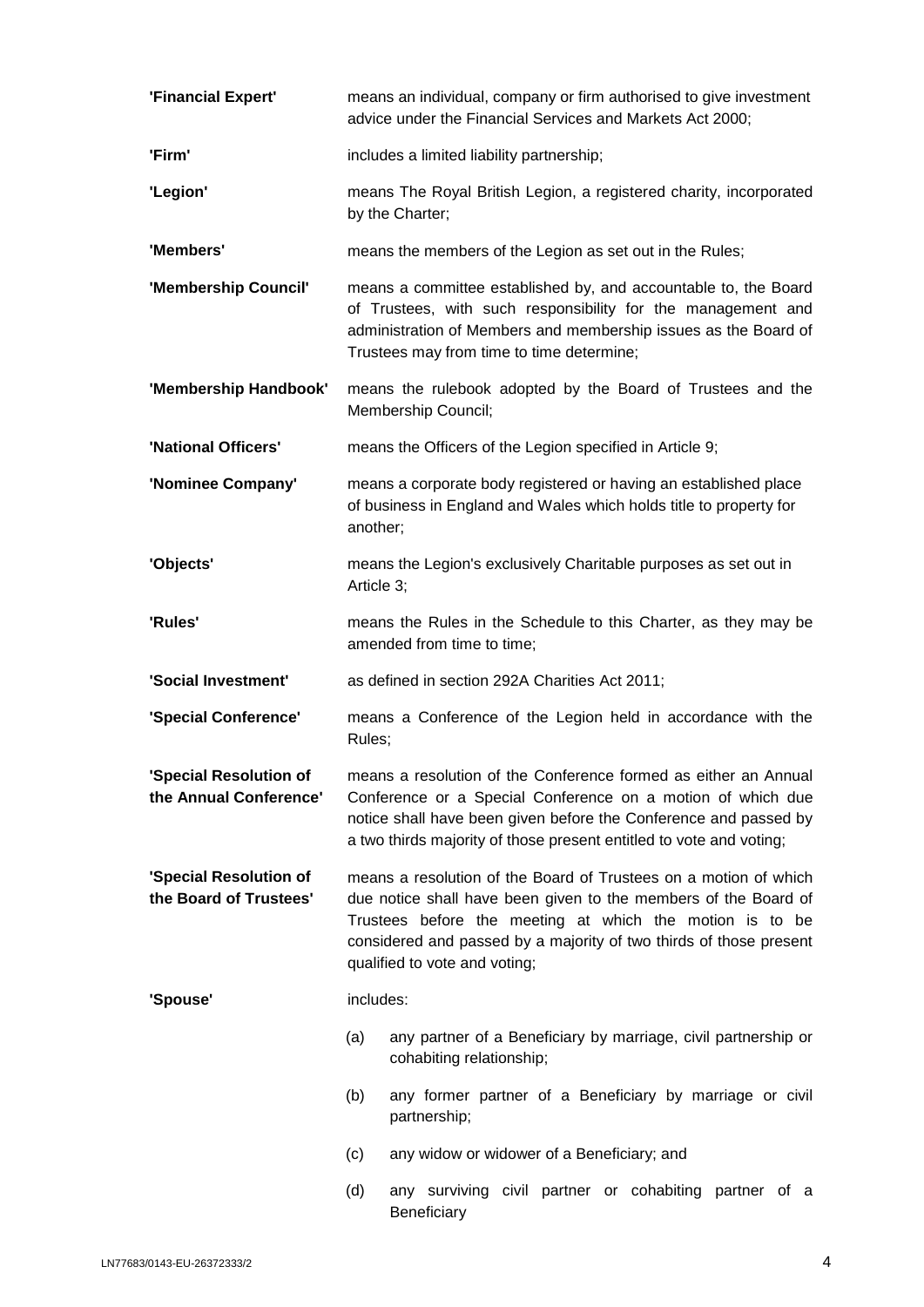**'Financial Expert'** means an individual, company or firm authorised to give investment advice under the Financial Services and Markets Act 2000;

**'Firm'** includes a limited liability partnership;

**'Legion'** means The Royal British Legion, a registered charity, incorporated by the Charter;

**'Members'** means the members of the Legion as set out in the Rules;

**'Membership Council'** means a committee established by, and accountable to, the Board of Trustees, with such responsibility for the management and administration of Members and membership issues as the Board of Trustees may from time to time determine;

**'Membership Handbook'** means the rulebook adopted by the Board of Trustees and the Membership Council;

**'National Officers'** means the Officers of the Legion specified in Article 9;

**'Nominee Company'** means a corporate body registered or having an established place of business in England and Wales which holds title to property for another;

**'Objects'** means the Legion's exclusively Charitable purposes as set out in Article 3;

**'Rules'** means the Rules in the Schedule to this Charter, as they may be amended from time to time;

**'Social Investment'** as defined in section 292A Charities Act 2011;

**'Special Conference'** means a Conference of the Legion held in accordance with the Rules;

**'Special Resolution of the Annual Conference'** means a resolution of the Conference formed as either an Annual Conference or a Special Conference on a motion of which due notice shall have been given before the Conference and passed by a two thirds majority of those present entitled to vote and voting;

**'Special Resolution of the Board of Trustees'** means a resolution of the Board of Trustees on a motion of which due notice shall have been given to the members of the Board of Trustees before the meeting at which the motion is to be considered and passed by a majority of two thirds of those present qualified to vote and voting;

**'Spouse'** includes:

(a) any partner of a Beneficiary by marriage, civil partnership or cohabiting relationship;

(b) any former partner of a Beneficiary by marriage or civil partnership;

(c) any widow or widower of a Beneficiary; and

(d) any surviving civil partner or cohabiting partner of a Beneficiary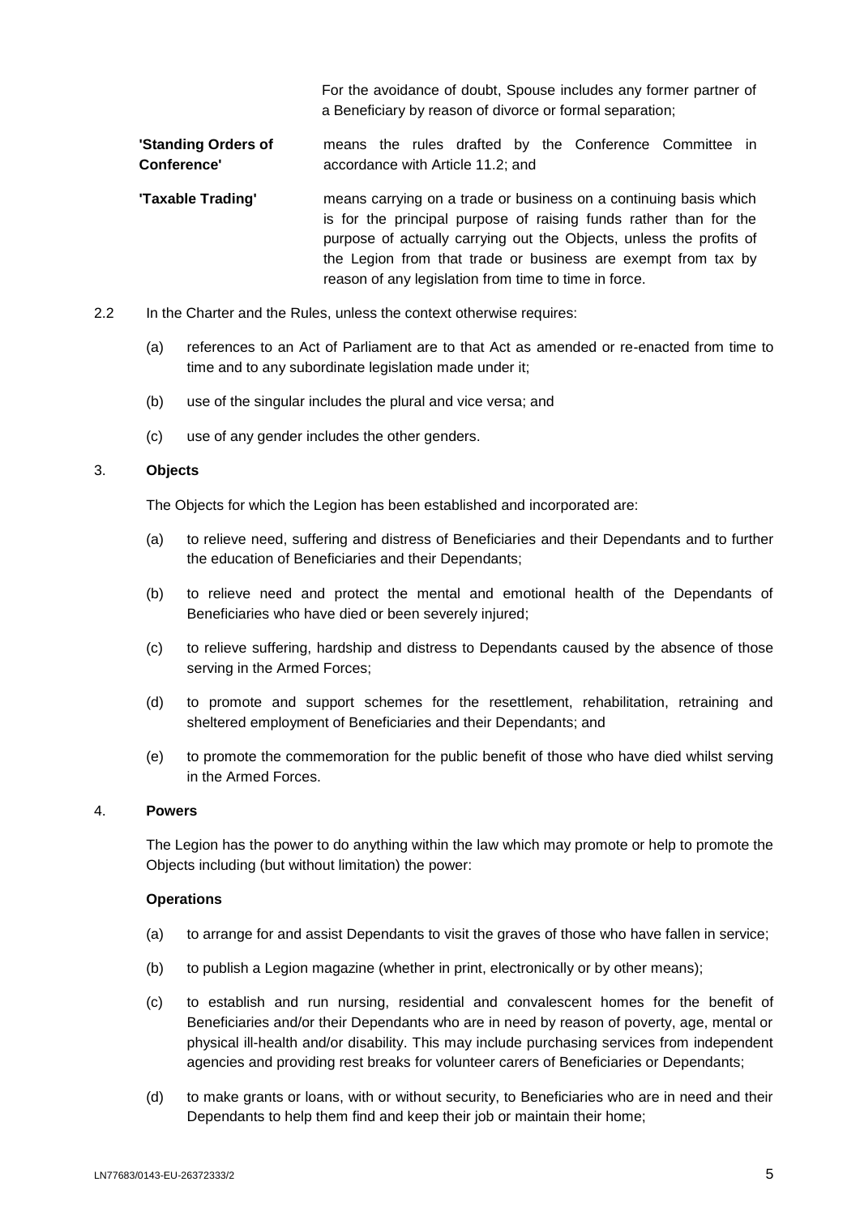For the avoidance of doubt, Spouse includes any former partner of a Beneficiary by reason of divorce or formal separation;

| | |
|---|---|
| **'Standing Orders of Conference'** | means the rules drafted by the Conference Committee in accordance with Article 11.2; and |
| **'Taxable Trading'** | means carrying on a trade or business on a continuing basis which is for the principal purpose of raising funds rather than for the purpose of actually carrying out the Objects, unless the profits of the Legion from that trade or business are exempt from tax by reason of any legislation from time to time in force. |

2.2 In the Charter and the Rules, unless the context otherwise requires:

(a) references to an Act of Parliament are to that Act as amended or re-enacted from time to time and to any subordinate legislation made under it;

(b) use of the singular includes the plural and vice versa; and

(c) use of any gender includes the other genders.

## 3. Objects

The Objects for which the Legion has been established and incorporated are:

(a) to relieve need, suffering and distress of Beneficiaries and their Dependants and to further the education of Beneficiaries and their Dependants;

(b) to relieve need and protect the mental and emotional health of the Dependants of Beneficiaries who have died or been severely injured;

(c) to relieve suffering, hardship and distress to Dependants caused by the absence of those serving in the Armed Forces;

(d) to promote and support schemes for the resettlement, rehabilitation, retraining and sheltered employment of Beneficiaries and their Dependants; and

(e) to promote the commemoration for the public benefit of those who have died whilst serving in the Armed Forces.

## 4. Powers

The Legion has the power to do anything within the law which may promote or help to promote the Objects including (but without limitation) the power:

**Operations**

(a) to arrange for and assist Dependants to visit the graves of those who have fallen in service;

(b) to publish a Legion magazine (whether in print, electronically or by other means);

(c) to establish and run nursing, residential and convalescent homes for the benefit of Beneficiaries and/or their Dependants who are in need by reason of poverty, age, mental or physical ill-health and/or disability. This may include purchasing services from independent agencies and providing rest breaks for volunteer carers of Beneficiaries or Dependants;

(d) to make grants or loans, with or without security, to Beneficiaries who are in need and their Dependants to help them find and keep their job or maintain their home;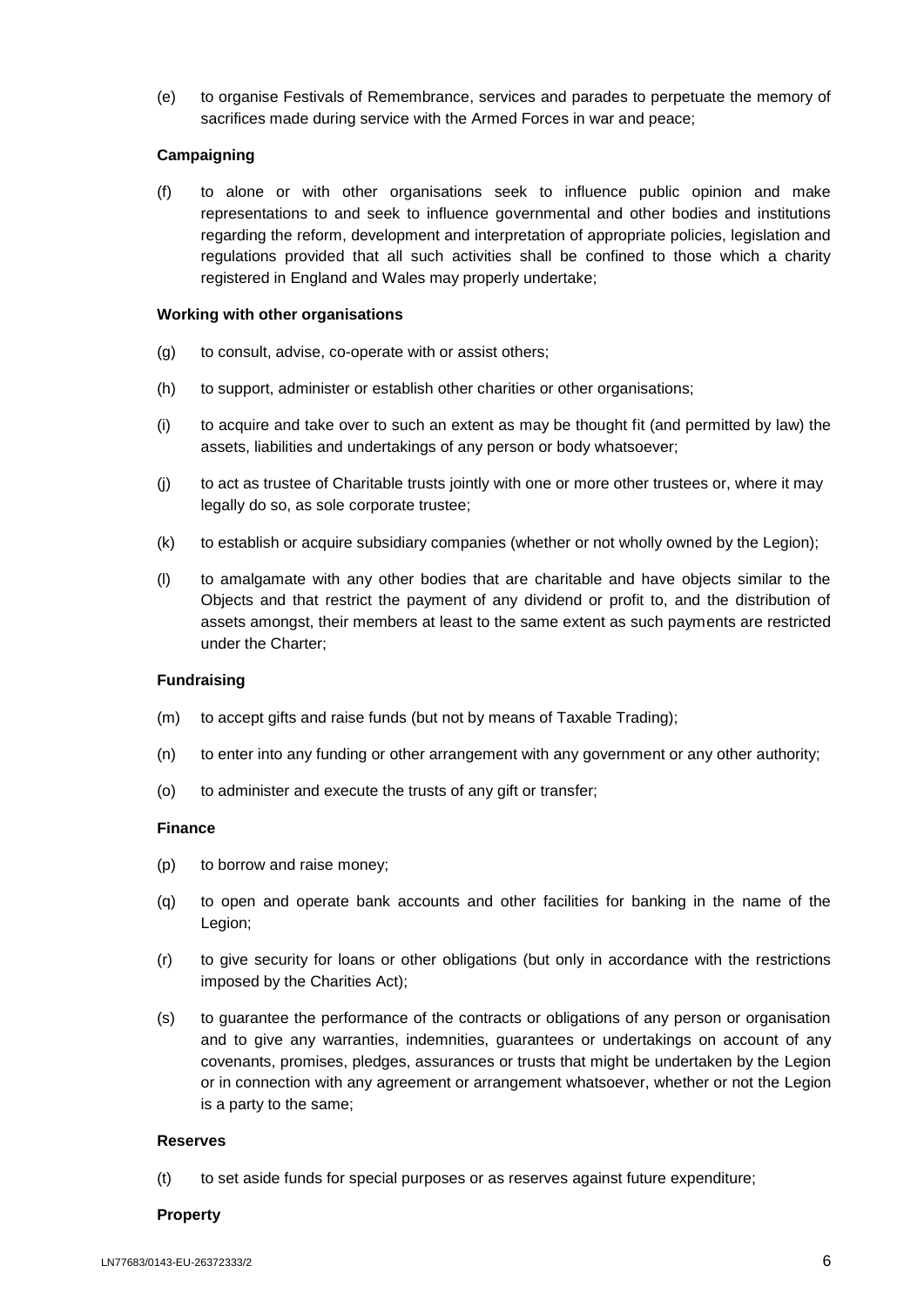(e) to organise Festivals of Remembrance, services and parades to perpetuate the memory of sacrifices made during service with the Armed Forces in war and peace;

**Campaigning**

(f) to alone or with other organisations seek to influence public opinion and make representations to and seek to influence governmental and other bodies and institutions regarding the reform, development and interpretation of appropriate policies, legislation and regulations provided that all such activities shall be confined to those which a charity registered in England and Wales may properly undertake;

**Working with other organisations**

(g) to consult, advise, co-operate with or assist others;

(h) to support, administer or establish other charities or other organisations;

(i) to acquire and take over to such an extent as may be thought fit (and permitted by law) the assets, liabilities and undertakings of any person or body whatsoever;

(j) to act as trustee of Charitable trusts jointly with one or more other trustees or, where it may legally do so, as sole corporate trustee;

(k) to establish or acquire subsidiary companies (whether or not wholly owned by the Legion);

(l) to amalgamate with any other bodies that are charitable and have objects similar to the Objects and that restrict the payment of any dividend or profit to, and the distribution of assets amongst, their members at least to the same extent as such payments are restricted under the Charter;

**Fundraising**

(m) to accept gifts and raise funds (but not by means of Taxable Trading);

(n) to enter into any funding or other arrangement with any government or any other authority;

(o) to administer and execute the trusts of any gift or transfer;

**Finance**

(p) to borrow and raise money;

(q) to open and operate bank accounts and other facilities for banking in the name of the Legion;

(r) to give security for loans or other obligations (but only in accordance with the restrictions imposed by the Charities Act);

(s) to guarantee the performance of the contracts or obligations of any person or organisation and to give any warranties, indemnities, guarantees or undertakings on account of any covenants, promises, pledges, assurances or trusts that might be undertaken by the Legion or in connection with any agreement or arrangement whatsoever, whether or not the Legion is a party to the same;

**Reserves**

(t) to set aside funds for special purposes or as reserves against future expenditure;

**Property**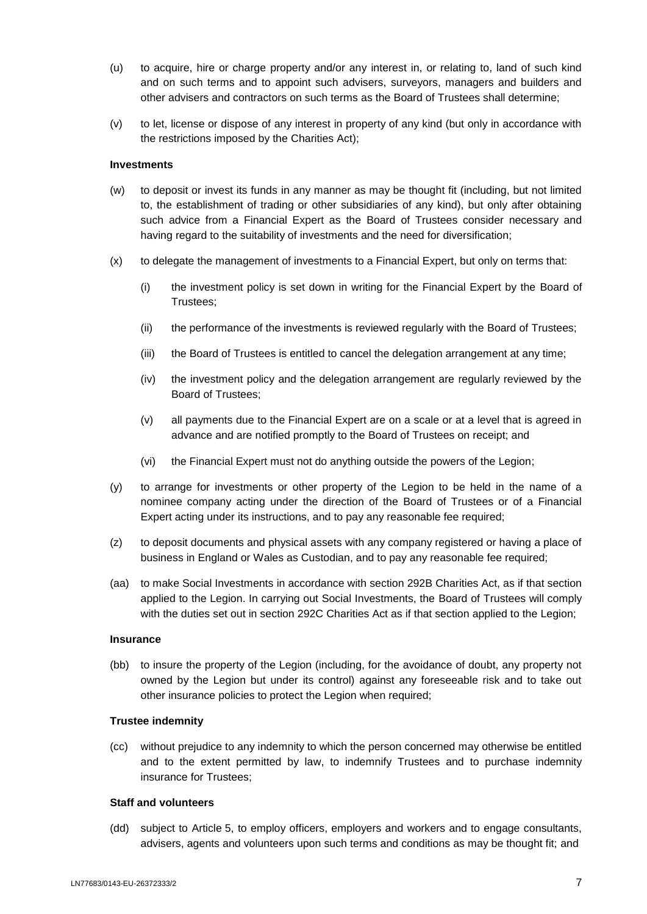(u) to acquire, hire or charge property and/or any interest in, or relating to, land of such kind and on such terms and to appoint such advisers, surveyors, managers and builders and other advisers and contractors on such terms as the Board of Trustees shall determine;

(v) to let, license or dispose of any interest in property of any kind (but only in accordance with the restrictions imposed by the Charities Act);

**Investments**

(w) to deposit or invest its funds in any manner as may be thought fit (including, but not limited to, the establishment of trading or other subsidiaries of any kind), but only after obtaining such advice from a Financial Expert as the Board of Trustees consider necessary and having regard to the suitability of investments and the need for diversification;

(x) to delegate the management of investments to a Financial Expert, but only on terms that:

   (i) the investment policy is set down in writing for the Financial Expert by the Board of Trustees;

   (ii) the performance of the investments is reviewed regularly with the Board of Trustees;

   (iii) the Board of Trustees is entitled to cancel the delegation arrangement at any time;

   (iv) the investment policy and the delegation arrangement are regularly reviewed by the Board of Trustees;

   (v) all payments due to the Financial Expert are on a scale or at a level that is agreed in advance and are notified promptly to the Board of Trustees on receipt; and

   (vi) the Financial Expert must not do anything outside the powers of the Legion;

(y) to arrange for investments or other property of the Legion to be held in the name of a nominee company acting under the direction of the Board of Trustees or of a Financial Expert acting under its instructions, and to pay any reasonable fee required;

(z) to deposit documents and physical assets with any company registered or having a place of business in England or Wales as Custodian, and to pay any reasonable fee required;

(aa) to make Social Investments in accordance with section 292B Charities Act, as if that section applied to the Legion. In carrying out Social Investments, the Board of Trustees will comply with the duties set out in section 292C Charities Act as if that section applied to the Legion;

**Insurance**

(bb) to insure the property of the Legion (including, for the avoidance of doubt, any property not owned by the Legion but under its control) against any foreseeable risk and to take out other insurance policies to protect the Legion when required;

**Trustee indemnity**

(cc) without prejudice to any indemnity to which the person concerned may otherwise be entitled and to the extent permitted by law, to indemnify Trustees and to purchase indemnity insurance for Trustees;

**Staff and volunteers**

(dd) subject to Article 5, to employ officers, employers and workers and to engage consultants, advisers, agents and volunteers upon such terms and conditions as may be thought fit; and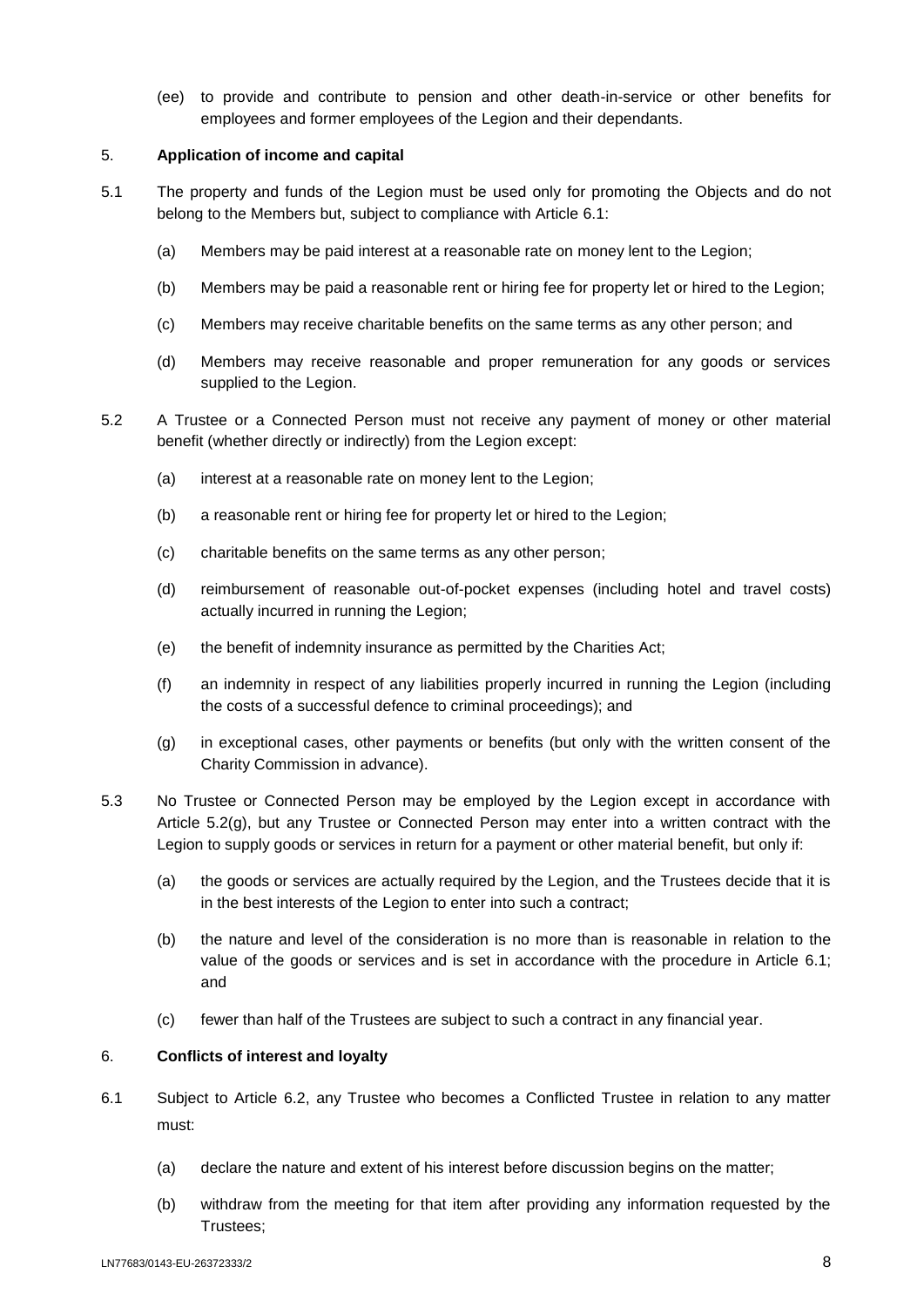(ee) to provide and contribute to pension and other death-in-service or other benefits for employees and former employees of the Legion and their dependants.

5. **Application of income and capital**

5.1 The property and funds of the Legion must be used only for promoting the Objects and do not belong to the Members but, subject to compliance with Article 6.1:

(a) Members may be paid interest at a reasonable rate on money lent to the Legion;

(b) Members may be paid a reasonable rent or hiring fee for property let or hired to the Legion;

(c) Members may receive charitable benefits on the same terms as any other person; and

(d) Members may receive reasonable and proper remuneration for any goods or services supplied to the Legion.

5.2 A Trustee or a Connected Person must not receive any payment of money or other material benefit (whether directly or indirectly) from the Legion except:

(a) interest at a reasonable rate on money lent to the Legion;

(b) a reasonable rent or hiring fee for property let or hired to the Legion;

(c) charitable benefits on the same terms as any other person;

(d) reimbursement of reasonable out-of-pocket expenses (including hotel and travel costs) actually incurred in running the Legion;

(e) the benefit of indemnity insurance as permitted by the Charities Act;

(f) an indemnity in respect of any liabilities properly incurred in running the Legion (including the costs of a successful defence to criminal proceedings); and

(g) in exceptional cases, other payments or benefits (but only with the written consent of the Charity Commission in advance).

5.3 No Trustee or Connected Person may be employed by the Legion except in accordance with Article 5.2(g), but any Trustee or Connected Person may enter into a written contract with the Legion to supply goods or services in return for a payment or other material benefit, but only if:

(a) the goods or services are actually required by the Legion, and the Trustees decide that it is in the best interests of the Legion to enter into such a contract;

(b) the nature and level of the consideration is no more than is reasonable in relation to the value of the goods or services and is set in accordance with the procedure in Article 6.1; and

(c) fewer than half of the Trustees are subject to such a contract in any financial year.

6. **Conflicts of interest and loyalty**

6.1 Subject to Article 6.2, any Trustee who becomes a Conflicted Trustee in relation to any matter must:

(a) declare the nature and extent of his interest before discussion begins on the matter;

(b) withdraw from the meeting for that item after providing any information requested by the Trustees;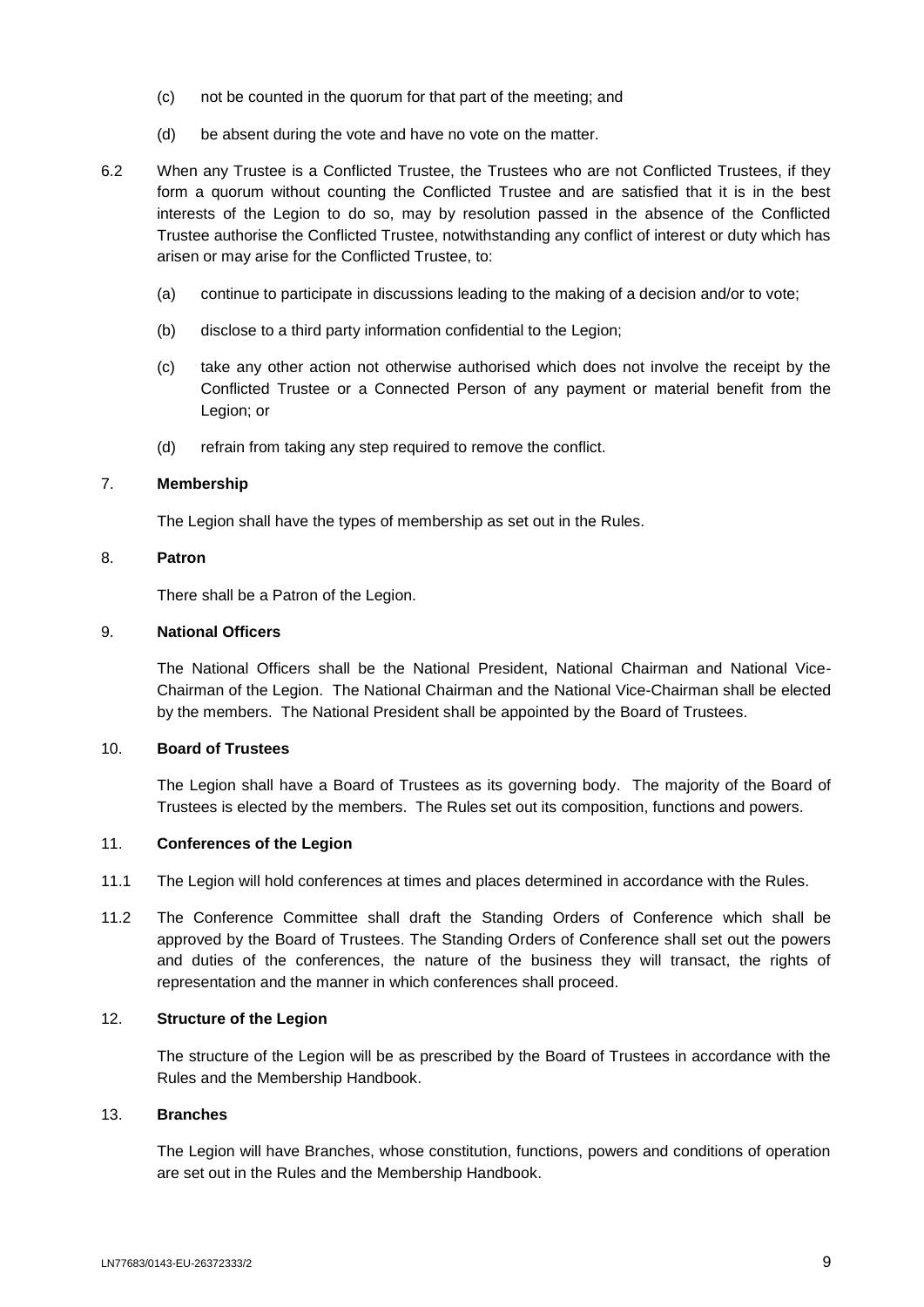(c) not be counted in the quorum for that part of the meeting; and

(d) be absent during the vote and have no vote on the matter.

6.2 When any Trustee is a Conflicted Trustee, the Trustees who are not Conflicted Trustees, if they form a quorum without counting the Conflicted Trustee and are satisfied that it is in the best interests of the Legion to do so, may by resolution passed in the absence of the Conflicted Trustee authorise the Conflicted Trustee, notwithstanding any conflict of interest or duty which has arisen or may arise for the Conflicted Trustee, to:

(a) continue to participate in discussions leading to the making of a decision and/or to vote;

(b) disclose to a third party information confidential to the Legion;

(c) take any other action not otherwise authorised which does not involve the receipt by the Conflicted Trustee or a Connected Person of any payment or material benefit from the Legion; or

(d) refrain from taking any step required to remove the conflict.

## 7. **Membership**

The Legion shall have the types of membership as set out in the Rules.

## 8. **Patron**

There shall be a Patron of the Legion.

## 9. **National Officers**

The National Officers shall be the National President, National Chairman and National Vice-Chairman of the Legion. The National Chairman and the National Vice-Chairman shall be elected by the members. The National President shall be appointed by the Board of Trustees.

## 10. **Board of Trustees**

The Legion shall have a Board of Trustees as its governing body. The majority of the Board of Trustees is elected by the members. The Rules set out its composition, functions and powers.

## 11. **Conferences of the Legion**

11.1 The Legion will hold conferences at times and places determined in accordance with the Rules.

11.2 The Conference Committee shall draft the Standing Orders of Conference which shall be approved by the Board of Trustees. The Standing Orders of Conference shall set out the powers and duties of the conferences, the nature of the business they will transact, the rights of representation and the manner in which conferences shall proceed.

## 12. **Structure of the Legion**

The structure of the Legion will be as prescribed by the Board of Trustees in accordance with the Rules and the Membership Handbook.

## 13. **Branches**

The Legion will have Branches, whose constitution, functions, powers and conditions of operation are set out in the Rules and the Membership Handbook.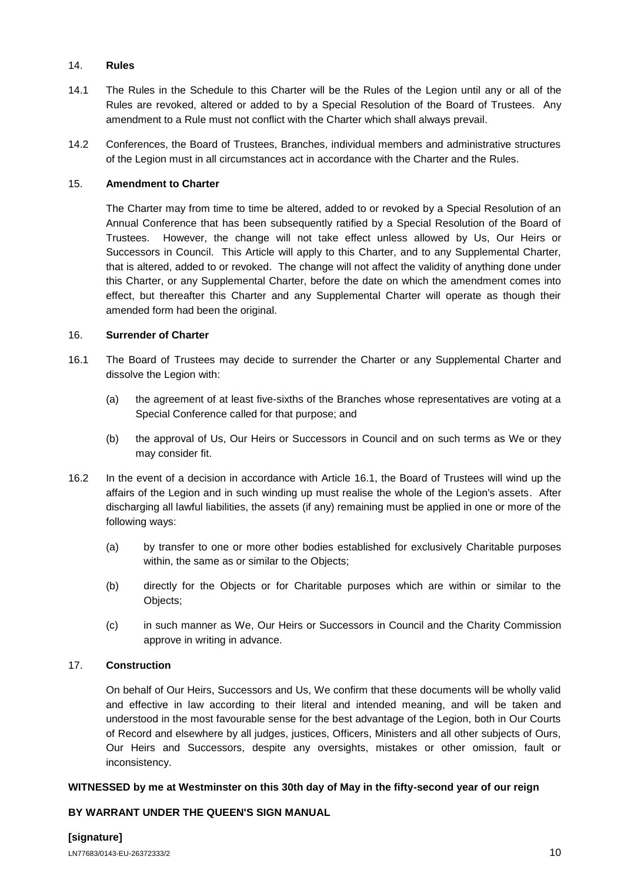## 14. **Rules**

14.1 The Rules in the Schedule to this Charter will be the Rules of the Legion until any or all of the Rules are revoked, altered or added to by a Special Resolution of the Board of Trustees. Any amendment to a Rule must not conflict with the Charter which shall always prevail.

14.2 Conferences, the Board of Trustees, Branches, individual members and administrative structures of the Legion must in all circumstances act in accordance with the Charter and the Rules.

## 15. **Amendment to Charter**

The Charter may from time to time be altered, added to or revoked by a Special Resolution of an Annual Conference that has been subsequently ratified by a Special Resolution of the Board of Trustees. However, the change will not take effect unless allowed by Us, Our Heirs or Successors in Council. This Article will apply to this Charter, and to any Supplemental Charter, that is altered, added to or revoked. The change will not affect the validity of anything done under this Charter, or any Supplemental Charter, before the date on which the amendment comes into effect, but thereafter this Charter and any Supplemental Charter will operate as though their amended form had been the original.

## 16. **Surrender of Charter**

16.1 The Board of Trustees may decide to surrender the Charter or any Supplemental Charter and dissolve the Legion with:

(a) the agreement of at least five-sixths of the Branches whose representatives are voting at a Special Conference called for that purpose; and

(b) the approval of Us, Our Heirs or Successors in Council and on such terms as We or they may consider fit.

16.2 In the event of a decision in accordance with Article 16.1, the Board of Trustees will wind up the affairs of the Legion and in such winding up must realise the whole of the Legion's assets. After discharging all lawful liabilities, the assets (if any) remaining must be applied in one or more of the following ways:

(a) by transfer to one or more other bodies established for exclusively Charitable purposes within, the same as or similar to the Objects;

(b) directly for the Objects or for Charitable purposes which are within or similar to the Objects;

(c) in such manner as We, Our Heirs or Successors in Council and the Charity Commission approve in writing in advance.

## 17. **Construction**

On behalf of Our Heirs, Successors and Us, We confirm that these documents will be wholly valid and effective in law according to their literal and intended meaning, and will be taken and understood in the most favourable sense for the best advantage of the Legion, both in Our Courts of Record and elsewhere by all judges, justices, Officers, Ministers and all other subjects of Ours, Our Heirs and Successors, despite any oversights, mistakes or other omission, fault or inconsistency.

**WITNESSED by me at Westminster on this 30th day of May in the fifty-second year of our reign**

**BY WARRANT UNDER THE QUEEN'S SIGN MANUAL**

**[signature]**

LN77683/0143-EU-26372333/2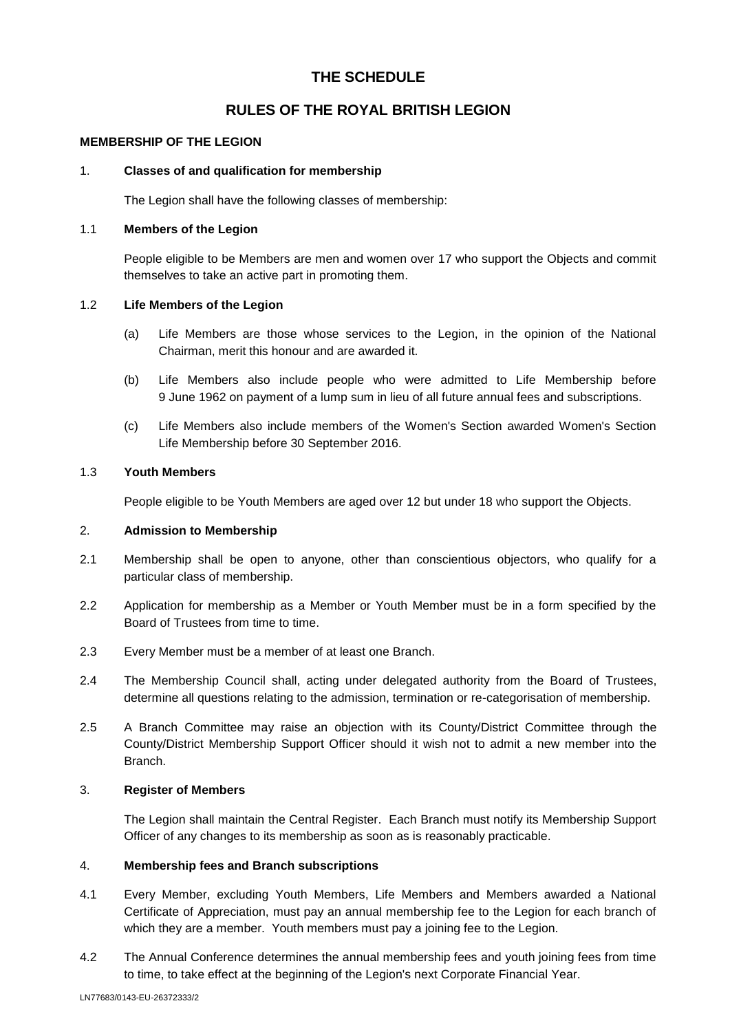# THE SCHEDULE

## RULES OF THE ROYAL BRITISH LEGION

### MEMBERSHIP OF THE LEGION

1. **Classes of and qualification for membership**

The Legion shall have the following classes of membership:

1.1 **Members of the Legion**

People eligible to be Members are men and women over 17 who support the Objects and commit themselves to take an active part in promoting them.

1.2 **Life Members of the Legion**

(a) Life Members are those whose services to the Legion, in the opinion of the National Chairman, merit this honour and are awarded it.

(b) Life Members also include people who were admitted to Life Membership before 9 June 1962 on payment of a lump sum in lieu of all future annual fees and subscriptions.

(c) Life Members also include members of the Women's Section awarded Women's Section Life Membership before 30 September 2016.

1.3 **Youth Members**

People eligible to be Youth Members are aged over 12 but under 18 who support the Objects.

2. **Admission to Membership**

2.1 Membership shall be open to anyone, other than conscientious objectors, who qualify for a particular class of membership.

2.2 Application for membership as a Member or Youth Member must be in a form specified by the Board of Trustees from time to time.

2.3 Every Member must be a member of at least one Branch.

2.4 The Membership Council shall, acting under delegated authority from the Board of Trustees, determine all questions relating to the admission, termination or re-categorisation of membership.

2.5 A Branch Committee may raise an objection with its County/District Committee through the County/District Membership Support Officer should it wish not to admit a new member into the Branch.

3. **Register of Members**

The Legion shall maintain the Central Register. Each Branch must notify its Membership Support Officer of any changes to its membership as soon as is reasonably practicable.

4. **Membership fees and Branch subscriptions**

4.1 Every Member, excluding Youth Members, Life Members and Members awarded a National Certificate of Appreciation, must pay an annual membership fee to the Legion for each branch of which they are a member. Youth members must pay a joining fee to the Legion.

4.2 The Annual Conference determines the annual membership fees and youth joining fees from time to time, to take effect at the beginning of the Legion's next Corporate Financial Year.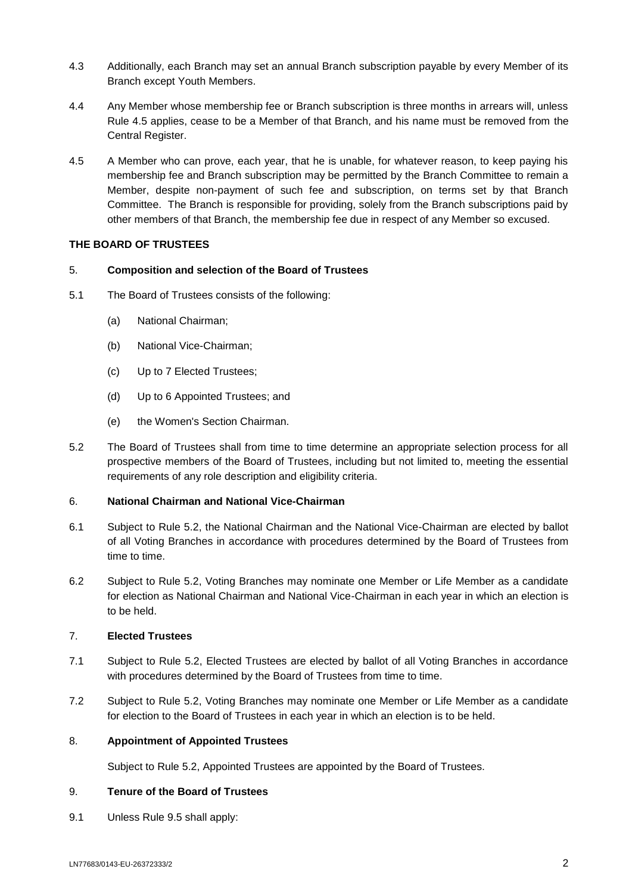4.3 Additionally, each Branch may set an annual Branch subscription payable by every Member of its Branch except Youth Members.

4.4 Any Member whose membership fee or Branch subscription is three months in arrears will, unless Rule 4.5 applies, cease to be a Member of that Branch, and his name must be removed from the Central Register.

4.5 A Member who can prove, each year, that he is unable, for whatever reason, to keep paying his membership fee and Branch subscription may be permitted by the Branch Committee to remain a Member, despite non-payment of such fee and subscription, on terms set by that Branch Committee. The Branch is responsible for providing, solely from the Branch subscriptions paid by other members of that Branch, the membership fee due in respect of any Member so excused.

## THE BOARD OF TRUSTEES

### 5. Composition and selection of the Board of Trustees

5.1 The Board of Trustees consists of the following:

(a) National Chairman;

(b) National Vice-Chairman;

(c) Up to 7 Elected Trustees;

(d) Up to 6 Appointed Trustees; and

(e) the Women's Section Chairman.

5.2 The Board of Trustees shall from time to time determine an appropriate selection process for all prospective members of the Board of Trustees, including but not limited to, meeting the essential requirements of any role description and eligibility criteria.

### 6. National Chairman and National Vice-Chairman

6.1 Subject to Rule 5.2, the National Chairman and the National Vice-Chairman are elected by ballot of all Voting Branches in accordance with procedures determined by the Board of Trustees from time to time.

6.2 Subject to Rule 5.2, Voting Branches may nominate one Member or Life Member as a candidate for election as National Chairman and National Vice-Chairman in each year in which an election is to be held.

### 7. Elected Trustees

7.1 Subject to Rule 5.2, Elected Trustees are elected by ballot of all Voting Branches in accordance with procedures determined by the Board of Trustees from time to time.

7.2 Subject to Rule 5.2, Voting Branches may nominate one Member or Life Member as a candidate for election to the Board of Trustees in each year in which an election is to be held.

### 8. Appointment of Appointed Trustees

Subject to Rule 5.2, Appointed Trustees are appointed by the Board of Trustees.

### 9. Tenure of the Board of Trustees

9.1 Unless Rule 9.5 shall apply: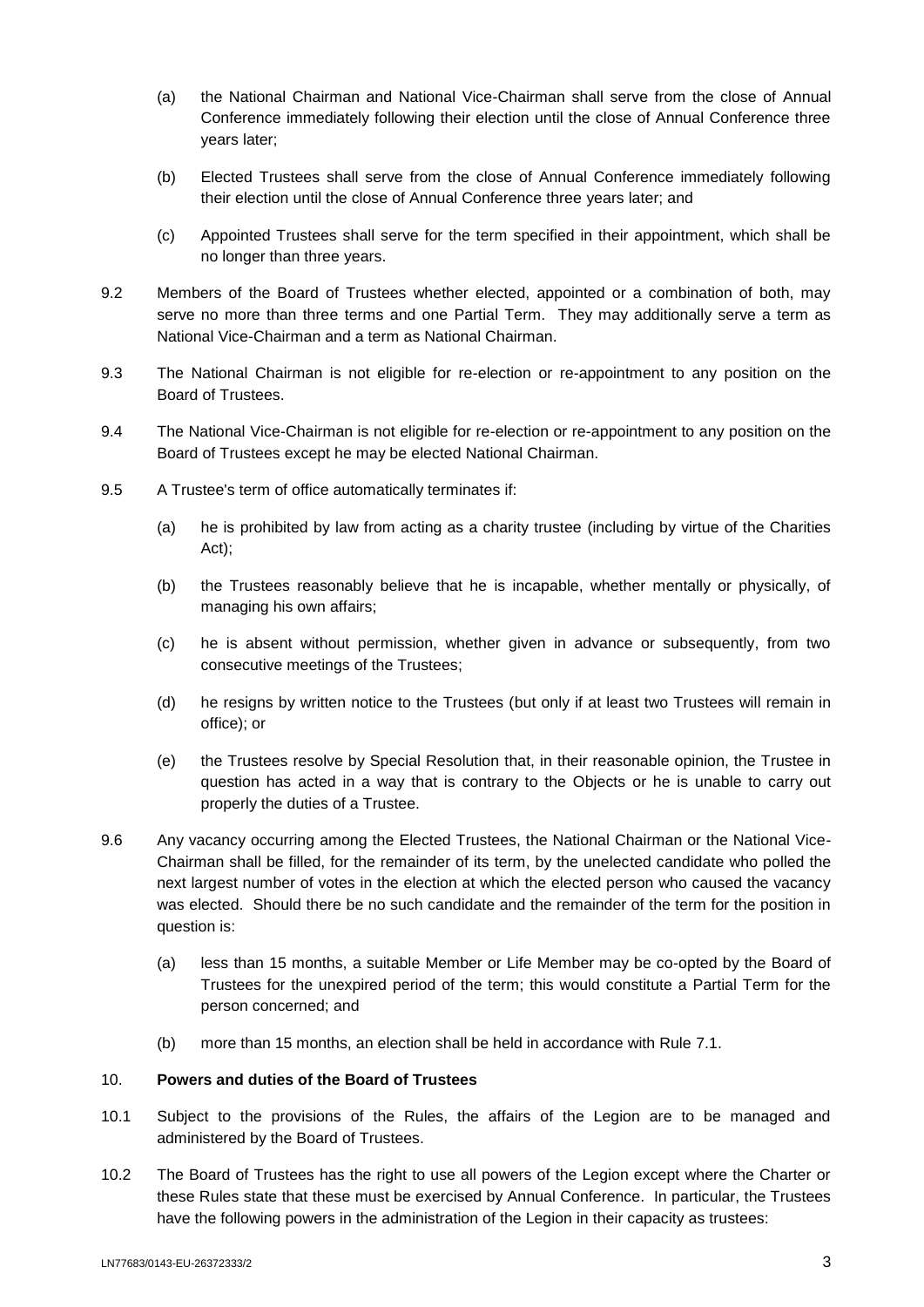(a) the National Chairman and National Vice-Chairman shall serve from the close of Annual Conference immediately following their election until the close of Annual Conference three years later;

(b) Elected Trustees shall serve from the close of Annual Conference immediately following their election until the close of Annual Conference three years later; and

(c) Appointed Trustees shall serve for the term specified in their appointment, which shall be no longer than three years.

9.2 Members of the Board of Trustees whether elected, appointed or a combination of both, may serve no more than three terms and one Partial Term. They may additionally serve a term as National Vice-Chairman and a term as National Chairman.

9.3 The National Chairman is not eligible for re-election or re-appointment to any position on the Board of Trustees.

9.4 The National Vice-Chairman is not eligible for re-election or re-appointment to any position on the Board of Trustees except he may be elected National Chairman.

9.5 A Trustee's term of office automatically terminates if:

(a) he is prohibited by law from acting as a charity trustee (including by virtue of the Charities Act);

(b) the Trustees reasonably believe that he is incapable, whether mentally or physically, of managing his own affairs;

(c) he is absent without permission, whether given in advance or subsequently, from two consecutive meetings of the Trustees;

(d) he resigns by written notice to the Trustees (but only if at least two Trustees will remain in office); or

(e) the Trustees resolve by Special Resolution that, in their reasonable opinion, the Trustee in question has acted in a way that is contrary to the Objects or he is unable to carry out properly the duties of a Trustee.

9.6 Any vacancy occurring among the Elected Trustees, the National Chairman or the National Vice-Chairman shall be filled, for the remainder of its term, by the unelected candidate who polled the next largest number of votes in the election at which the elected person who caused the vacancy was elected. Should there be no such candidate and the remainder of the term for the position in question is:

(a) less than 15 months, a suitable Member or Life Member may be co-opted by the Board of Trustees for the unexpired period of the term; this would constitute a Partial Term for the person concerned; and

(b) more than 15 months, an election shall be held in accordance with Rule 7.1.

## 10. Powers and duties of the Board of Trustees

10.1 Subject to the provisions of the Rules, the affairs of the Legion are to be managed and administered by the Board of Trustees.

10.2 The Board of Trustees has the right to use all powers of the Legion except where the Charter or these Rules state that these must be exercised by Annual Conference. In particular, the Trustees have the following powers in the administration of the Legion in their capacity as trustees: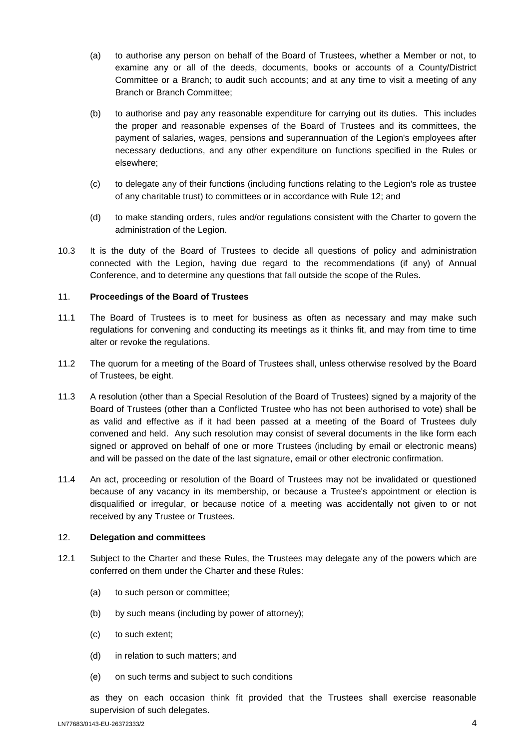(a) to authorise any person on behalf of the Board of Trustees, whether a Member or not, to examine any or all of the deeds, documents, books or accounts of a County/District Committee or a Branch; to audit such accounts; and at any time to visit a meeting of any Branch or Branch Committee;

(b) to authorise and pay any reasonable expenditure for carrying out its duties. This includes the proper and reasonable expenses of the Board of Trustees and its committees, the payment of salaries, wages, pensions and superannuation of the Legion's employees after necessary deductions, and any other expenditure on functions specified in the Rules or elsewhere;

(c) to delegate any of their functions (including functions relating to the Legion's role as trustee of any charitable trust) to committees or in accordance with Rule 12; and

(d) to make standing orders, rules and/or regulations consistent with the Charter to govern the administration of the Legion.

10.3 It is the duty of the Board of Trustees to decide all questions of policy and administration connected with the Legion, having due regard to the recommendations (if any) of Annual Conference, and to determine any questions that fall outside the scope of the Rules.

## 11. Proceedings of the Board of Trustees

11.1 The Board of Trustees is to meet for business as often as necessary and may make such regulations for convening and conducting its meetings as it thinks fit, and may from time to time alter or revoke the regulations.

11.2 The quorum for a meeting of the Board of Trustees shall, unless otherwise resolved by the Board of Trustees, be eight.

11.3 A resolution (other than a Special Resolution of the Board of Trustees) signed by a majority of the Board of Trustees (other than a Conflicted Trustee who has not been authorised to vote) shall be as valid and effective as if it had been passed at a meeting of the Board of Trustees duly convened and held. Any such resolution may consist of several documents in the like form each signed or approved on behalf of one or more Trustees (including by email or electronic means) and will be passed on the date of the last signature, email or other electronic confirmation.

11.4 An act, proceeding or resolution of the Board of Trustees may not be invalidated or questioned because of any vacancy in its membership, or because a Trustee's appointment or election is disqualified or irregular, or because notice of a meeting was accidentally not given to or not received by any Trustee or Trustees.

## 12. Delegation and committees

12.1 Subject to the Charter and these Rules, the Trustees may delegate any of the powers which are conferred on them under the Charter and these Rules:

(a) to such person or committee;

(b) by such means (including by power of attorney);

(c) to such extent;

(d) in relation to such matters; and

(e) on such terms and subject to such conditions

as they on each occasion think fit provided that the Trustees shall exercise reasonable supervision of such delegates.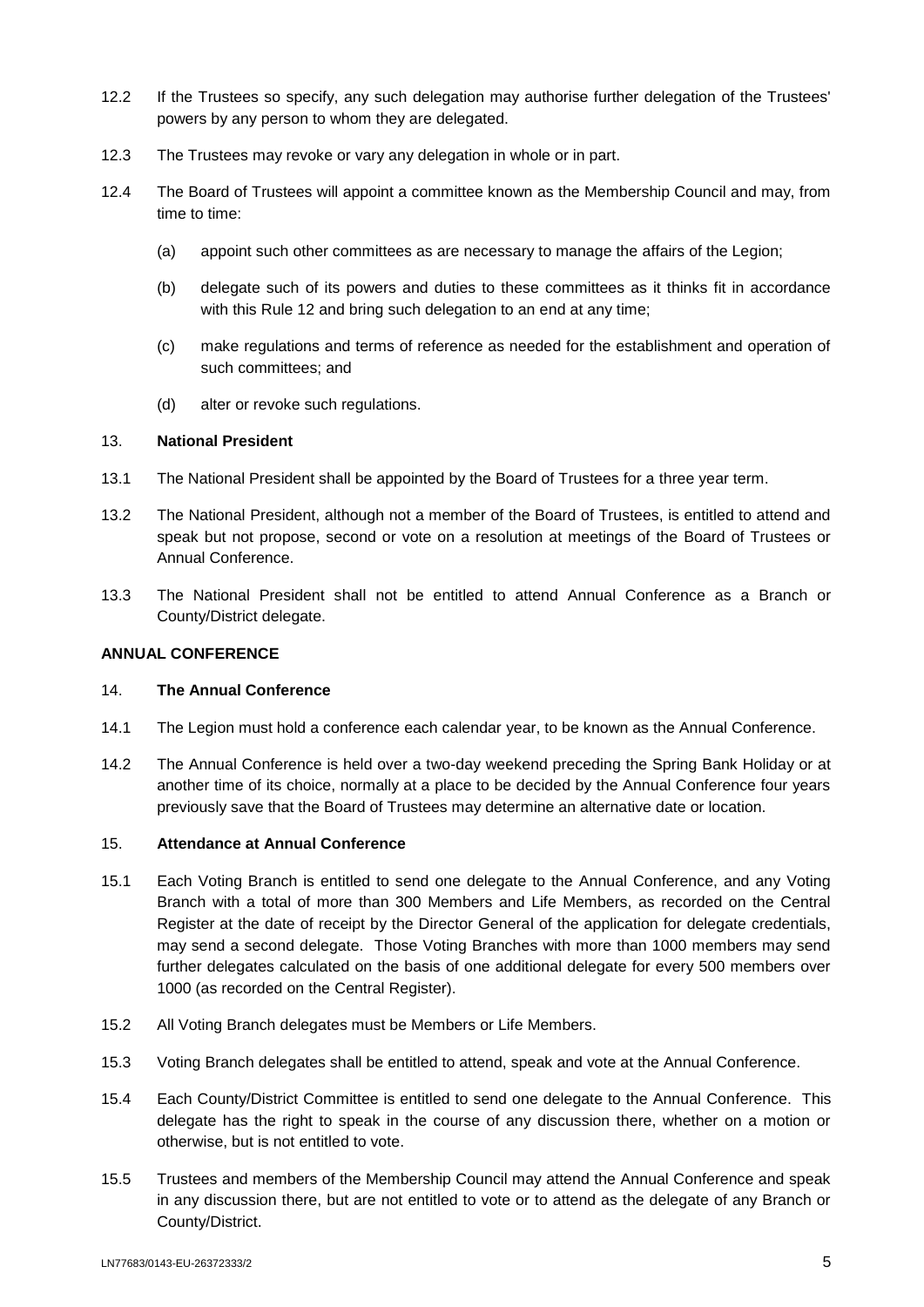12.2 If the Trustees so specify, any such delegation may authorise further delegation of the Trustees' powers by any person to whom they are delegated.

12.3 The Trustees may revoke or vary any delegation in whole or in part.

12.4 The Board of Trustees will appoint a committee known as the Membership Council and may, from time to time:

(a) appoint such other committees as are necessary to manage the affairs of the Legion;

(b) delegate such of its powers and duties to these committees as it thinks fit in accordance with this Rule 12 and bring such delegation to an end at any time;

(c) make regulations and terms of reference as needed for the establishment and operation of such committees; and

(d) alter or revoke such regulations.

### 13. National President

13.1 The National President shall be appointed by the Board of Trustees for a three year term.

13.2 The National President, although not a member of the Board of Trustees, is entitled to attend and speak but not propose, second or vote on a resolution at meetings of the Board of Trustees or Annual Conference.

13.3 The National President shall not be entitled to attend Annual Conference as a Branch or County/District delegate.

## ANNUAL CONFERENCE

### 14. The Annual Conference

14.1 The Legion must hold a conference each calendar year, to be known as the Annual Conference.

14.2 The Annual Conference is held over a two-day weekend preceding the Spring Bank Holiday or at another time of its choice, normally at a place to be decided by the Annual Conference four years previously save that the Board of Trustees may determine an alternative date or location.

### 15. Attendance at Annual Conference

15.1 Each Voting Branch is entitled to send one delegate to the Annual Conference, and any Voting Branch with a total of more than 300 Members and Life Members, as recorded on the Central Register at the date of receipt by the Director General of the application for delegate credentials, may send a second delegate. Those Voting Branches with more than 1000 members may send further delegates calculated on the basis of one additional delegate for every 500 members over 1000 (as recorded on the Central Register).

15.2 All Voting Branch delegates must be Members or Life Members.

15.3 Voting Branch delegates shall be entitled to attend, speak and vote at the Annual Conference.

15.4 Each County/District Committee is entitled to send one delegate to the Annual Conference. This delegate has the right to speak in the course of any discussion there, whether on a motion or otherwise, but is not entitled to vote.

15.5 Trustees and members of the Membership Council may attend the Annual Conference and speak in any discussion there, but are not entitled to vote or to attend as the delegate of any Branch or County/District.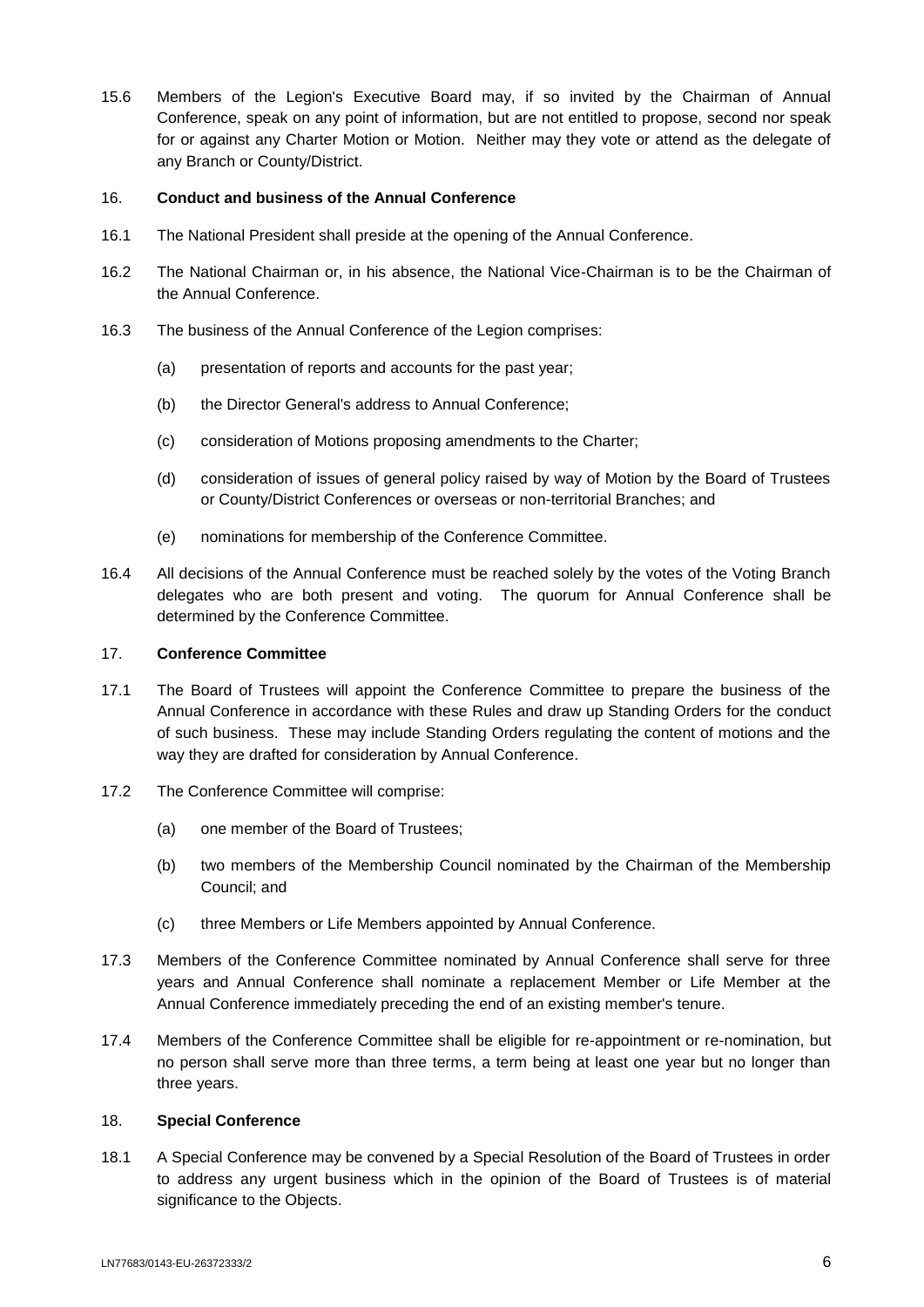15.6 Members of the Legion's Executive Board may, if so invited by the Chairman of Annual Conference, speak on any point of information, but are not entitled to propose, second nor speak for or against any Charter Motion or Motion. Neither may they vote or attend as the delegate of any Branch or County/District.

## 16. Conduct and business of the Annual Conference

16.1 The National President shall preside at the opening of the Annual Conference.

16.2 The National Chairman or, in his absence, the National Vice-Chairman is to be the Chairman of the Annual Conference.

16.3 The business of the Annual Conference of the Legion comprises:

(a) presentation of reports and accounts for the past year;

(b) the Director General's address to Annual Conference;

(c) consideration of Motions proposing amendments to the Charter;

(d) consideration of issues of general policy raised by way of Motion by the Board of Trustees or County/District Conferences or overseas or non-territorial Branches; and

(e) nominations for membership of the Conference Committee.

16.4 All decisions of the Annual Conference must be reached solely by the votes of the Voting Branch delegates who are both present and voting. The quorum for Annual Conference shall be determined by the Conference Committee.

## 17. Conference Committee

17.1 The Board of Trustees will appoint the Conference Committee to prepare the business of the Annual Conference in accordance with these Rules and draw up Standing Orders for the conduct of such business. These may include Standing Orders regulating the content of motions and the way they are drafted for consideration by Annual Conference.

17.2 The Conference Committee will comprise:

(a) one member of the Board of Trustees;

(b) two members of the Membership Council nominated by the Chairman of the Membership Council; and

(c) three Members or Life Members appointed by Annual Conference.

17.3 Members of the Conference Committee nominated by Annual Conference shall serve for three years and Annual Conference shall nominate a replacement Member or Life Member at the Annual Conference immediately preceding the end of an existing member's tenure.

17.4 Members of the Conference Committee shall be eligible for re-appointment or re-nomination, but no person shall serve more than three terms, a term being at least one year but no longer than three years.

## 18. Special Conference

18.1 A Special Conference may be convened by a Special Resolution of the Board of Trustees in order to address any urgent business which in the opinion of the Board of Trustees is of material significance to the Objects.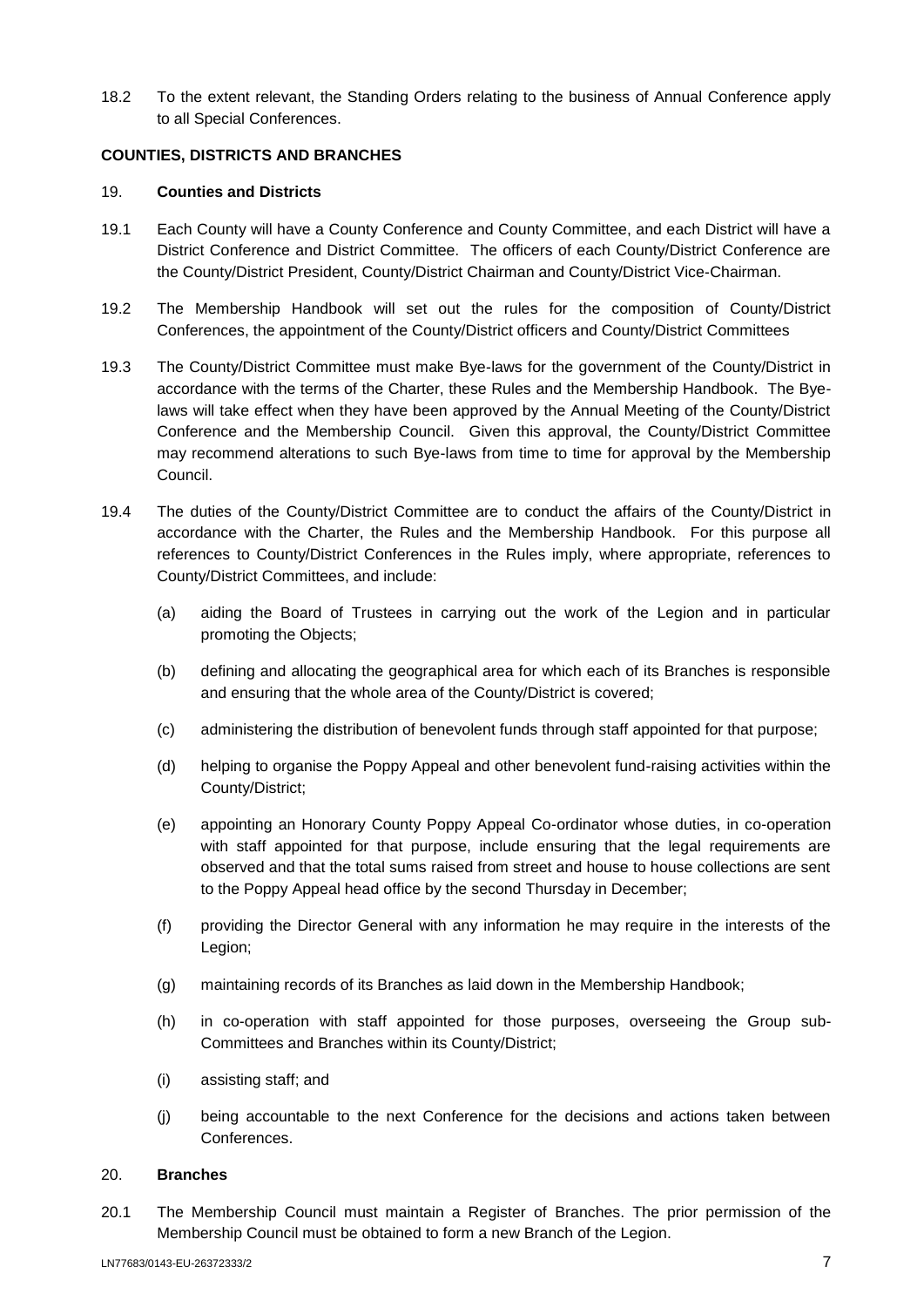18.2 To the extent relevant, the Standing Orders relating to the business of Annual Conference apply to all Special Conferences.

**COUNTIES, DISTRICTS AND BRANCHES**

19. **Counties and Districts**

19.1 Each County will have a County Conference and County Committee, and each District will have a District Conference and District Committee. The officers of each County/District Conference are the County/District President, County/District Chairman and County/District Vice-Chairman.

19.2 The Membership Handbook will set out the rules for the composition of County/District Conferences, the appointment of the County/District officers and County/District Committees

19.3 The County/District Committee must make Bye-laws for the government of the County/District in accordance with the terms of the Charter, these Rules and the Membership Handbook. The Bye-laws will take effect when they have been approved by the Annual Meeting of the County/District Conference and the Membership Council. Given this approval, the County/District Committee may recommend alterations to such Bye-laws from time to time for approval by the Membership Council.

19.4 The duties of the County/District Committee are to conduct the affairs of the County/District in accordance with the Charter, the Rules and the Membership Handbook. For this purpose all references to County/District Conferences in the Rules imply, where appropriate, references to County/District Committees, and include:

(a) aiding the Board of Trustees in carrying out the work of the Legion and in particular promoting the Objects;

(b) defining and allocating the geographical area for which each of its Branches is responsible and ensuring that the whole area of the County/District is covered;

(c) administering the distribution of benevolent funds through staff appointed for that purpose;

(d) helping to organise the Poppy Appeal and other benevolent fund-raising activities within the County/District;

(e) appointing an Honorary County Poppy Appeal Co-ordinator whose duties, in co-operation with staff appointed for that purpose, include ensuring that the legal requirements are observed and that the total sums raised from street and house to house collections are sent to the Poppy Appeal head office by the second Thursday in December;

(f) providing the Director General with any information he may require in the interests of the Legion;

(g) maintaining records of its Branches as laid down in the Membership Handbook;

(h) in co-operation with staff appointed for those purposes, overseeing the Group sub-Committees and Branches within its County/District;

(i) assisting staff; and

(j) being accountable to the next Conference for the decisions and actions taken between Conferences.

20. **Branches**

20.1 The Membership Council must maintain a Register of Branches. The prior permission of the Membership Council must be obtained to form a new Branch of the Legion.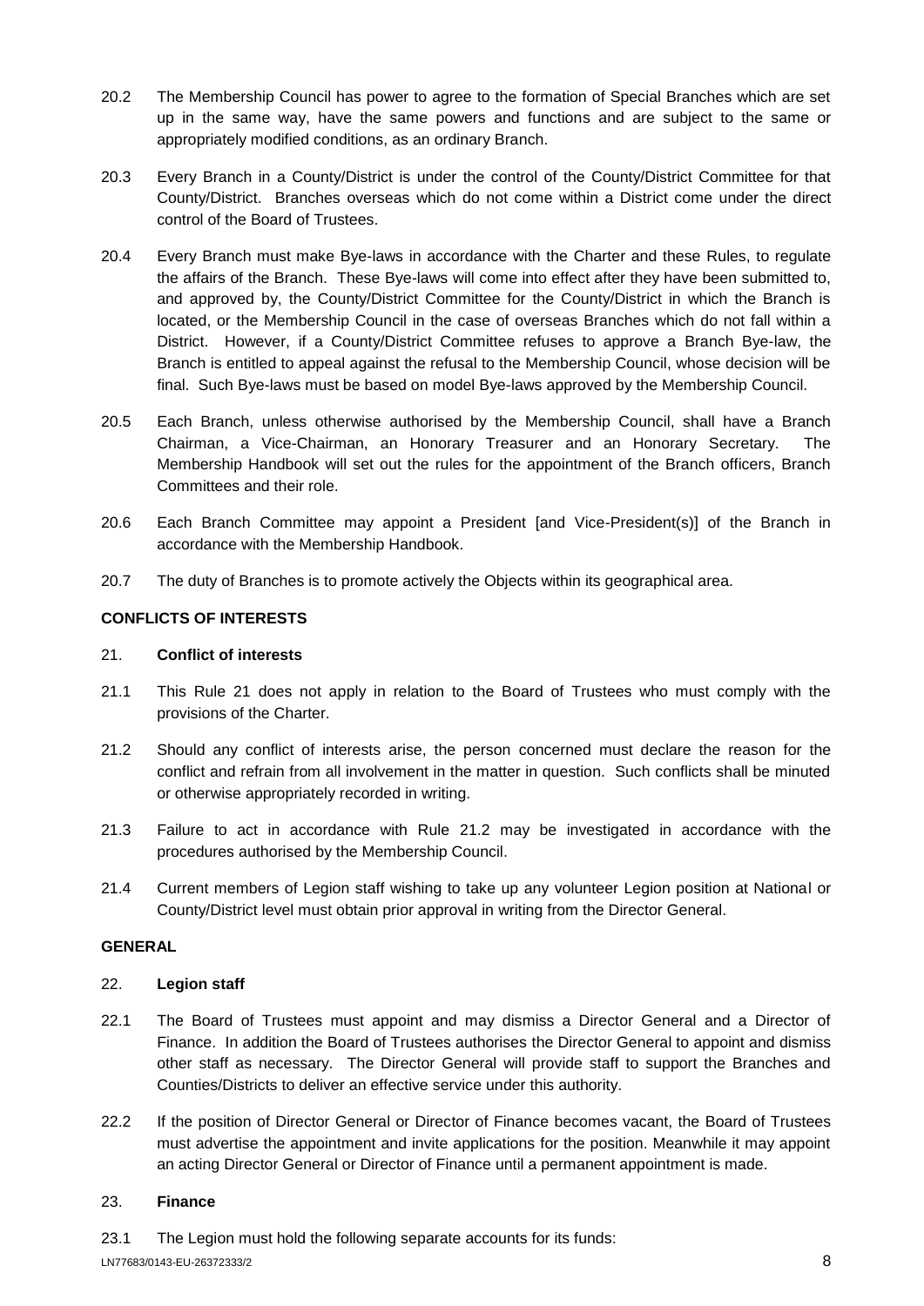20.2 The Membership Council has power to agree to the formation of Special Branches which are set up in the same way, have the same powers and functions and are subject to the same or appropriately modified conditions, as an ordinary Branch.

20.3 Every Branch in a County/District is under the control of the County/District Committee for that County/District. Branches overseas which do not come within a District come under the direct control of the Board of Trustees.

20.4 Every Branch must make Bye-laws in accordance with the Charter and these Rules, to regulate the affairs of the Branch. These Bye-laws will come into effect after they have been submitted to, and approved by, the County/District Committee for the County/District in which the Branch is located, or the Membership Council in the case of overseas Branches which do not fall within a District. However, if a County/District Committee refuses to approve a Branch Bye-law, the Branch is entitled to appeal against the refusal to the Membership Council, whose decision will be final. Such Bye-laws must be based on model Bye-laws approved by the Membership Council.

20.5 Each Branch, unless otherwise authorised by the Membership Council, shall have a Branch Chairman, a Vice-Chairman, an Honorary Treasurer and an Honorary Secretary. The Membership Handbook will set out the rules for the appointment of the Branch officers, Branch Committees and their role.

20.6 Each Branch Committee may appoint a President [and Vice-President(s)] of the Branch in accordance with the Membership Handbook.

20.7 The duty of Branches is to promote actively the Objects within its geographical area.

**CONFLICTS OF INTERESTS**

21. **Conflict of interests**

21.1 This Rule 21 does not apply in relation to the Board of Trustees who must comply with the provisions of the Charter.

21.2 Should any conflict of interests arise, the person concerned must declare the reason for the conflict and refrain from all involvement in the matter in question. Such conflicts shall be minuted or otherwise appropriately recorded in writing.

21.3 Failure to act in accordance with Rule 21.2 may be investigated in accordance with the procedures authorised by the Membership Council.

21.4 Current members of Legion staff wishing to take up any volunteer Legion position at National or County/District level must obtain prior approval in writing from the Director General.

**GENERAL**

22. **Legion staff**

22.1 The Board of Trustees must appoint and may dismiss a Director General and a Director of Finance. In addition the Board of Trustees authorises the Director General to appoint and dismiss other staff as necessary. The Director General will provide staff to support the Branches and Counties/Districts to deliver an effective service under this authority.

22.2 If the position of Director General or Director of Finance becomes vacant, the Board of Trustees must advertise the appointment and invite applications for the position. Meanwhile it may appoint an acting Director General or Director of Finance until a permanent appointment is made.

23. **Finance**

23.1 The Legion must hold the following separate accounts for its funds: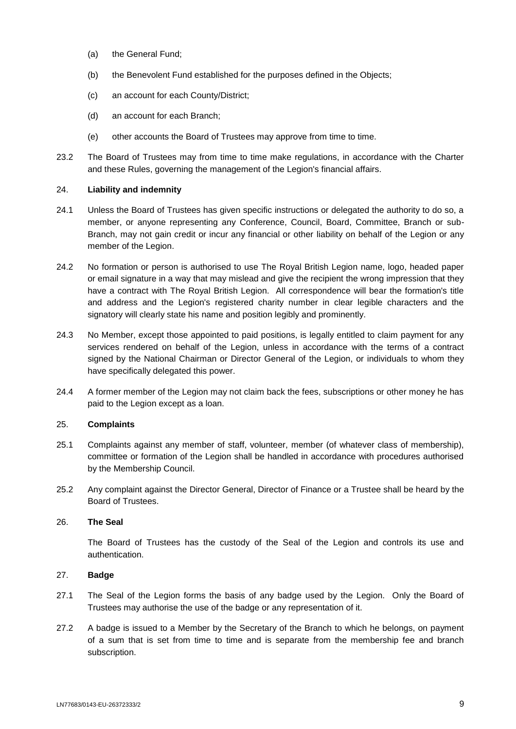(a) the General Fund;

(b) the Benevolent Fund established for the purposes defined in the Objects;

(c) an account for each County/District;

(d) an account for each Branch;

(e) other accounts the Board of Trustees may approve from time to time.

23.2 The Board of Trustees may from time to time make regulations, in accordance with the Charter and these Rules, governing the management of the Legion's financial affairs.

## 24. **Liability and indemnity**

24.1 Unless the Board of Trustees has given specific instructions or delegated the authority to do so, a member, or anyone representing any Conference, Council, Board, Committee, Branch or sub-Branch, may not gain credit or incur any financial or other liability on behalf of the Legion or any member of the Legion.

24.2 No formation or person is authorised to use The Royal British Legion name, logo, headed paper or email signature in a way that may mislead and give the recipient the wrong impression that they have a contract with The Royal British Legion. All correspondence will bear the formation's title and address and the Legion's registered charity number in clear legible characters and the signatory will clearly state his name and position legibly and prominently.

24.3 No Member, except those appointed to paid positions, is legally entitled to claim payment for any services rendered on behalf of the Legion, unless in accordance with the terms of a contract signed by the National Chairman or Director General of the Legion, or individuals to whom they have specifically delegated this power.

24.4 A former member of the Legion may not claim back the fees, subscriptions or other money he has paid to the Legion except as a loan.

## 25. **Complaints**

25.1 Complaints against any member of staff, volunteer, member (of whatever class of membership), committee or formation of the Legion shall be handled in accordance with procedures authorised by the Membership Council.

25.2 Any complaint against the Director General, Director of Finance or a Trustee shall be heard by the Board of Trustees.

## 26. **The Seal**

The Board of Trustees has the custody of the Seal of the Legion and controls its use and authentication.

## 27. **Badge**

27.1 The Seal of the Legion forms the basis of any badge used by the Legion. Only the Board of Trustees may authorise the use of the badge or any representation of it.

27.2 A badge is issued to a Member by the Secretary of the Branch to which he belongs, on payment of a sum that is set from time to time and is separate from the membership fee and branch subscription.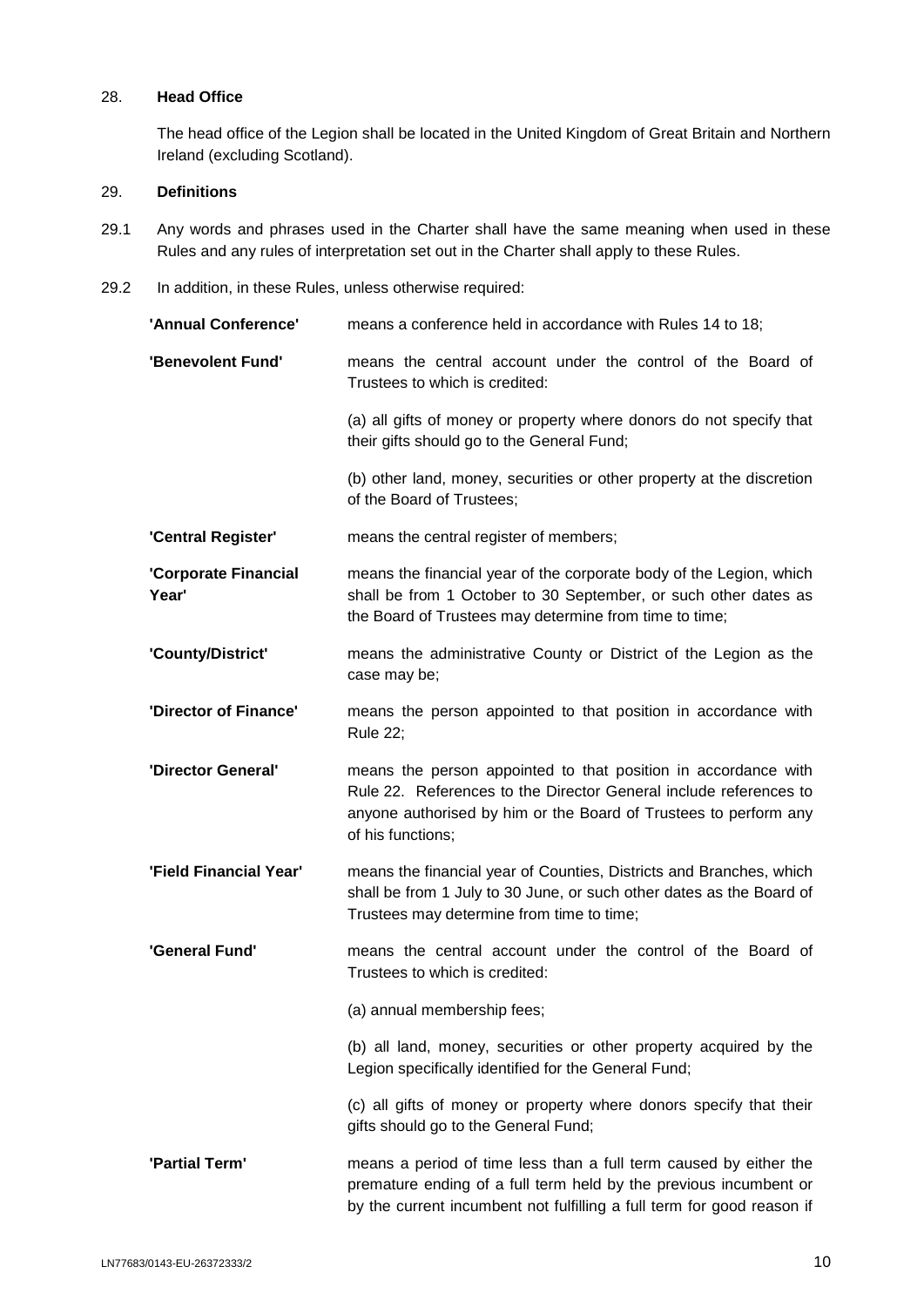28. **Head Office**

The head office of the Legion shall be located in the United Kingdom of Great Britain and Northern Ireland (excluding Scotland).

29. **Definitions**

29.1 Any words and phrases used in the Charter shall have the same meaning when used in these Rules and any rules of interpretation set out in the Charter shall apply to these Rules.

29.2 In addition, in these Rules, unless otherwise required:

| | |
|---|---|
| **'Annual Conference'** | means a conference held in accordance with Rules 14 to 18; |
| **'Benevolent Fund'** | means the central account under the control of the Board of Trustees to which is credited:<br><br>(a) all gifts of money or property where donors do not specify that their gifts should go to the General Fund;<br><br>(b) other land, money, securities or other property at the discretion of the Board of Trustees; |
| **'Central Register'** | means the central register of members; |
| **'Corporate Financial Year'** | means the financial year of the corporate body of the Legion, which shall be from 1 October to 30 September, or such other dates as the Board of Trustees may determine from time to time; |
| **'County/District'** | means the administrative County or District of the Legion as the case may be; |
| **'Director of Finance'** | means the person appointed to that position in accordance with Rule 22; |
| **'Director General'** | means the person appointed to that position in accordance with Rule 22. References to the Director General include references to anyone authorised by him or the Board of Trustees to perform any of his functions; |
| **'Field Financial Year'** | means the financial year of Counties, Districts and Branches, which shall be from 1 July to 30 June, or such other dates as the Board of Trustees may determine from time to time; |
| **'General Fund'** | means the central account under the control of the Board of Trustees to which is credited:<br><br>(a) annual membership fees;<br><br>(b) all land, money, securities or other property acquired by the Legion specifically identified for the General Fund;<br><br>(c) all gifts of money or property where donors specify that their gifts should go to the General Fund; |
| **'Partial Term'** | means a period of time less than a full term caused by either the premature ending of a full term held by the previous incumbent or by the current incumbent not fulfilling a full term for good reason if |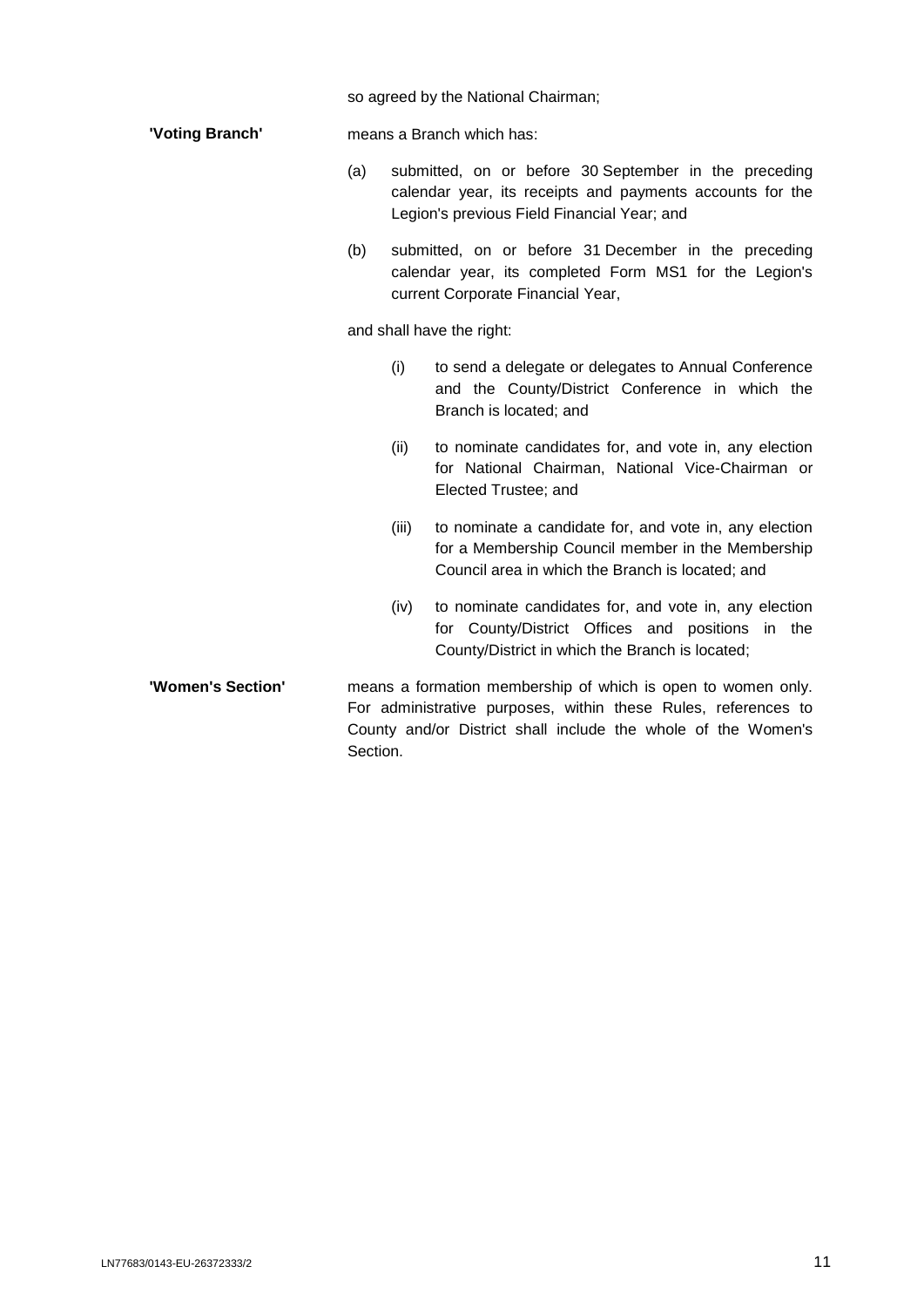so agreed by the National Chairman;

**'Voting Branch'** means a Branch which has:

(a) submitted, on or before 30 September in the preceding calendar year, its receipts and payments accounts for the Legion's previous Field Financial Year; and

(b) submitted, on or before 31 December in the preceding calendar year, its completed Form MS1 for the Legion's current Corporate Financial Year,

and shall have the right:

(i) to send a delegate or delegates to Annual Conference and the County/District Conference in which the Branch is located; and

(ii) to nominate candidates for, and vote in, any election for National Chairman, National Vice-Chairman or Elected Trustee; and

(iii) to nominate a candidate for, and vote in, any election for a Membership Council member in the Membership Council area in which the Branch is located; and

(iv) to nominate candidates for, and vote in, any election for County/District Offices and positions in the County/District in which the Branch is located;

**'Women's Section'** means a formation membership of which is open to women only. For administrative purposes, within these Rules, references to County and/or District shall include the whole of the Women's Section.